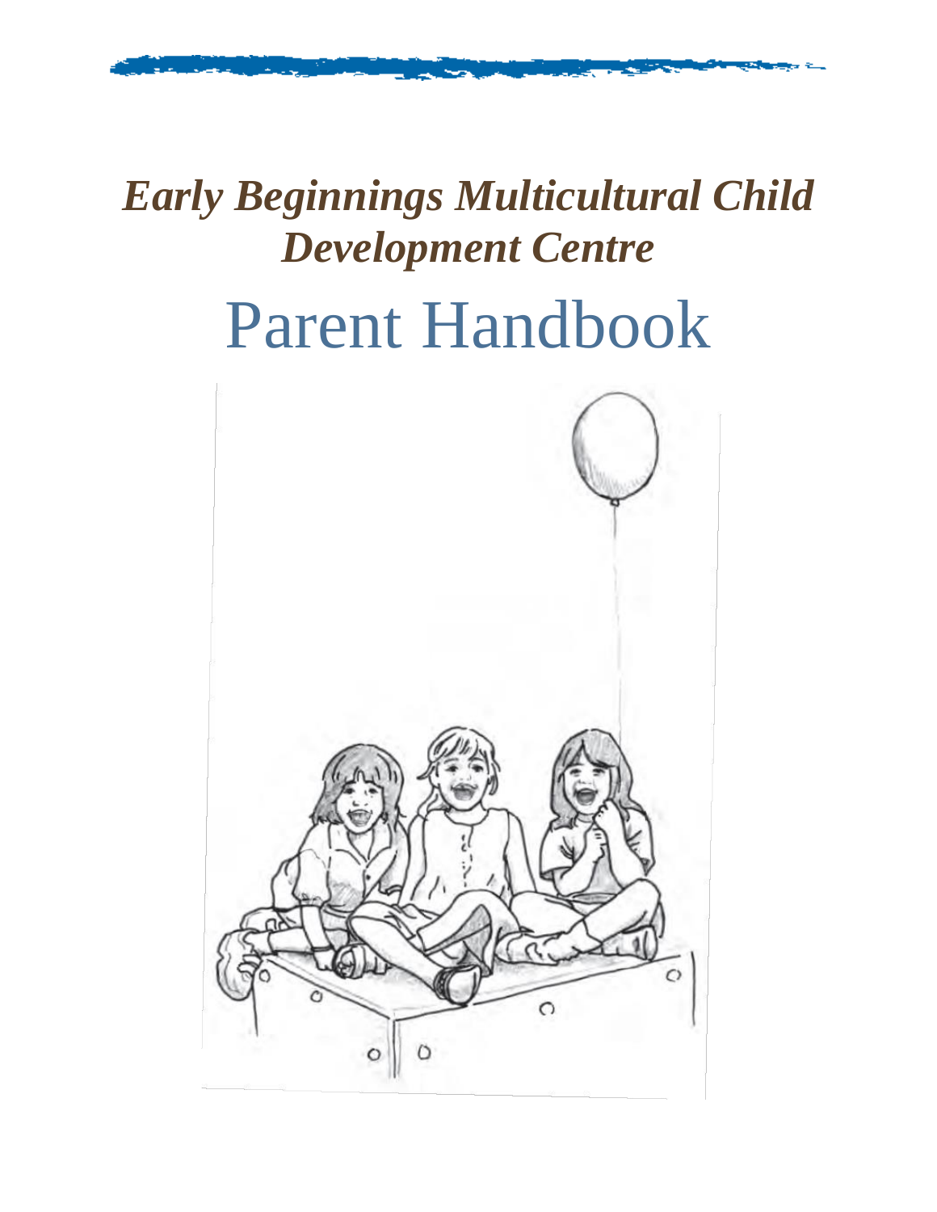# *Early Beginnings Multicultural Child Development Centre*

# Parent Handbook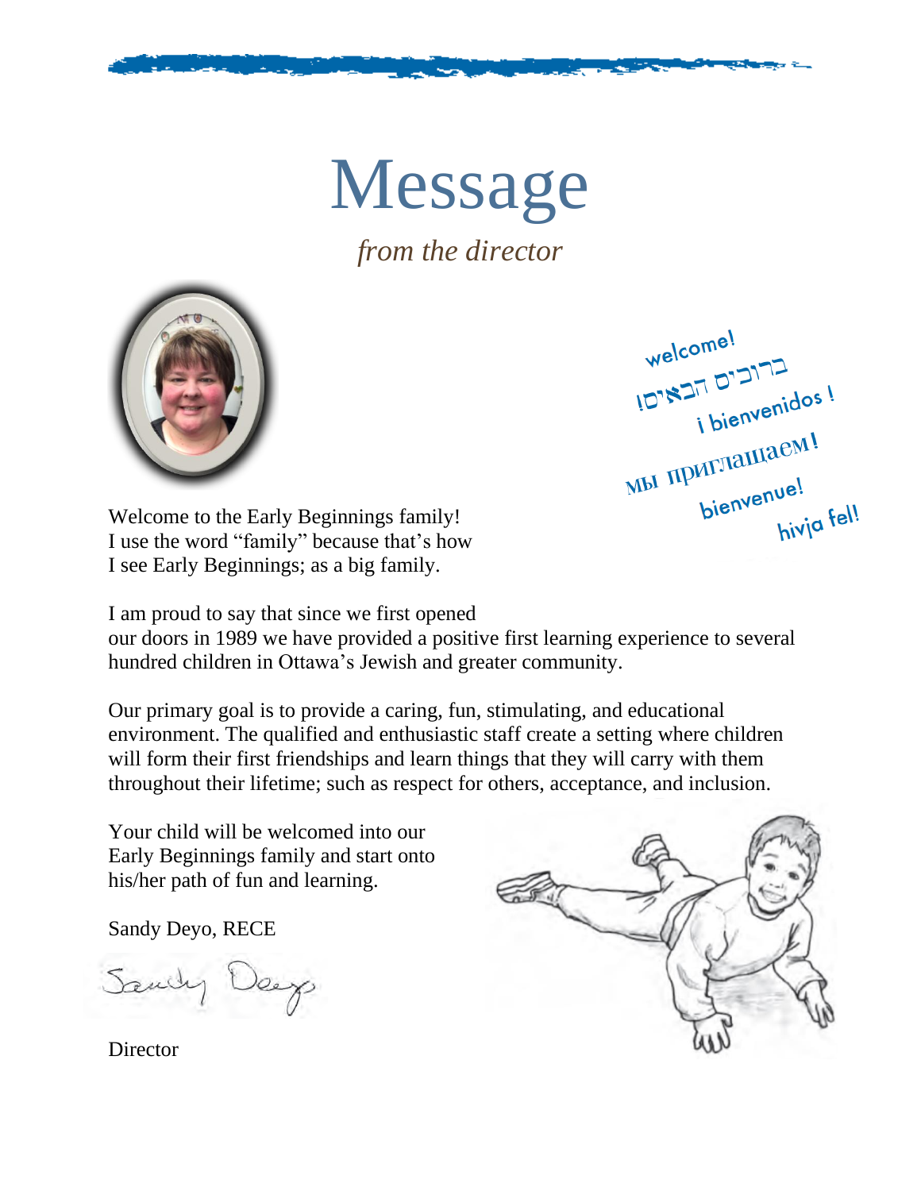# Message

*from the director*

welcome!
ברוכים הבאים!
¡ bienvenidos !
мы приглашаем!
bienvenue!
hivja fel!

Welcome to the Early Beginnings family! I use the word "family" because that's how I see Early Beginnings; as a big family.

I am proud to say that since we first opened our doors in 1989 we have provided a positive first learning experience to several hundred children in Ottawa's Jewish and greater community.

Our primary goal is to provide a caring, fun, stimulating, and educational environment. The qualified and enthusiastic staff create a setting where children will form their first friendships and learn things that they will carry with them throughout their lifetime; such as respect for others, acceptance, and inclusion.

Your child will be welcomed into our Early Beginnings family and start onto his/her path of fun and learning.

Sandy Deyo, RECE

Director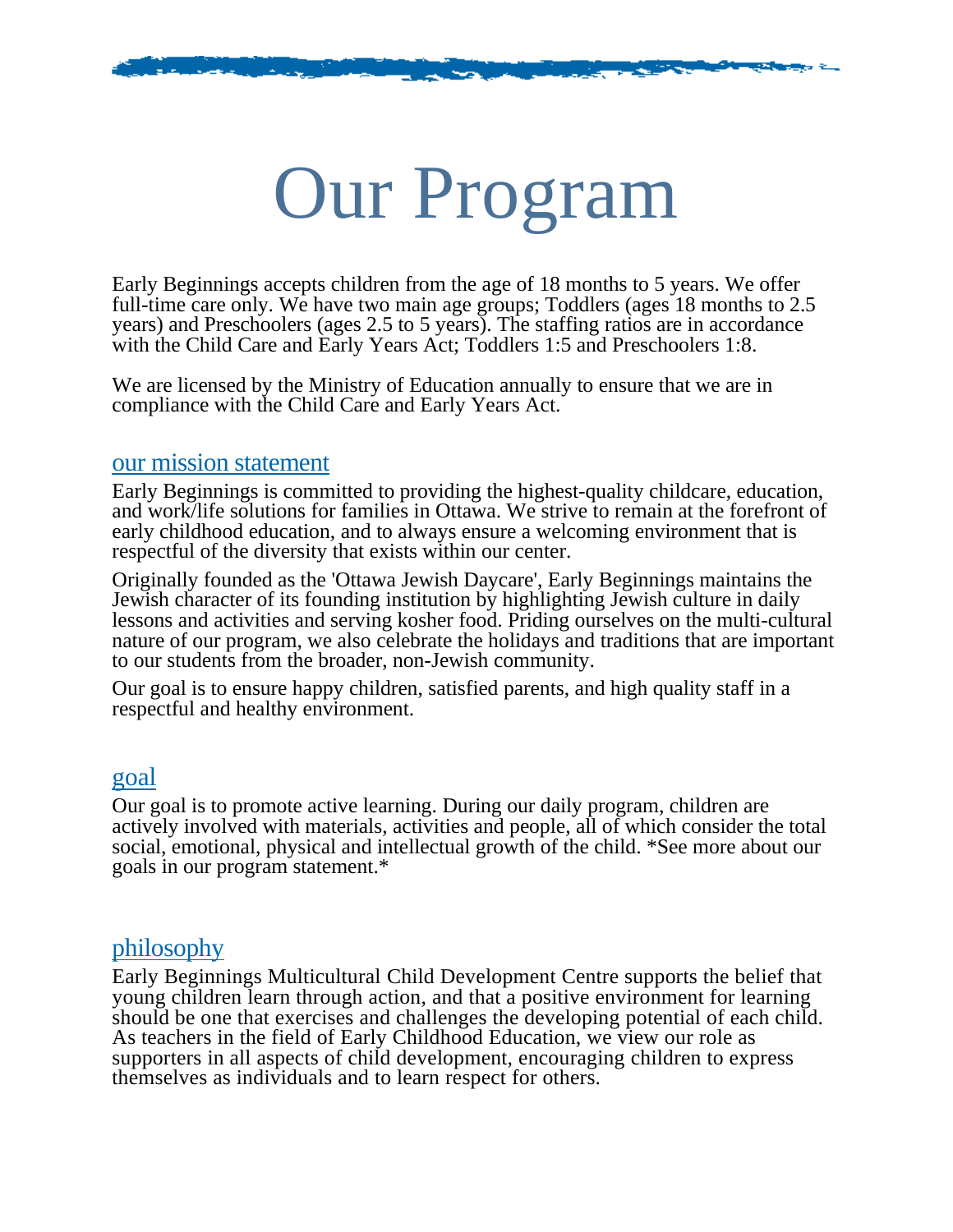# Our Program

Early Beginnings accepts children from the age of 18 months to 5 years. We offer full-time care only. We have two main age groups; Toddlers (ages 18 months to 2.5 years) and Preschoolers (ages 2.5 to 5 years). The staffing ratios are in accordance with the Child Care and Early Years Act; Toddlers 1:5 and Preschoolers 1:8.

We are licensed by the Ministry of Education annually to ensure that we are in compliance with the Child Care and Early Years Act.

## our mission statement

Early Beginnings is committed to providing the highest-quality childcare, education, and work/life solutions for families in Ottawa. We strive to remain at the forefront of early childhood education, and to always ensure a welcoming environment that is respectful of the diversity that exists within our center.

Originally founded as the 'Ottawa Jewish Daycare', Early Beginnings maintains the Jewish character of its founding institution by highlighting Jewish culture in daily lessons and activities and serving kosher food. Priding ourselves on the multi-cultural nature of our program, we also celebrate the holidays and traditions that are important to our students from the broader, non-Jewish community.

Our goal is to ensure happy children, satisfied parents, and high quality staff in a respectful and healthy environment.

## goal

Our goal is to promote active learning. During our daily program, children are actively involved with materials, activities and people, all of which consider the total social, emotional, physical and intellectual growth of the child. *See more about our goals in our program statement.*

## philosophy

Early Beginnings Multicultural Child Development Centre supports the belief that young children learn through action, and that a positive environment for learning should be one that exercises and challenges the developing potential of each child. As teachers in the field of Early Childhood Education, we view our role as supporters in all aspects of child development, encouraging children to express themselves as individuals and to learn respect for others.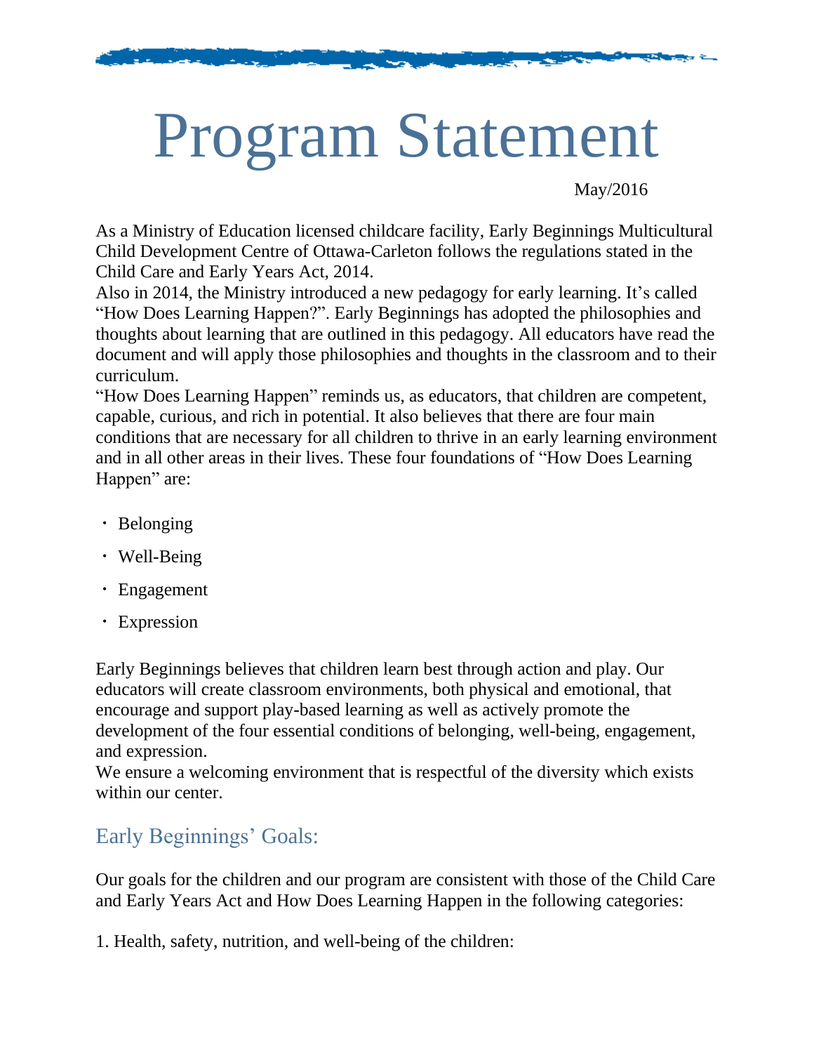# Program Statement

May/2016

As a Ministry of Education licensed childcare facility, Early Beginnings Multicultural Child Development Centre of Ottawa-Carleton follows the regulations stated in the Child Care and Early Years Act, 2014.

Also in 2014, the Ministry introduced a new pedagogy for early learning. It's called "How Does Learning Happen?". Early Beginnings has adopted the philosophies and thoughts about learning that are outlined in this pedagogy. All educators have read the document and will apply those philosophies and thoughts in the classroom and to their curriculum.

"How Does Learning Happen" reminds us, as educators, that children are competent, capable, curious, and rich in potential. It also believes that there are four main conditions that are necessary for all children to thrive in an early learning environment and in all other areas in their lives. These four foundations of "How Does Learning Happen" are:

- Belonging
- Well-Being
- Engagement
- Expression

Early Beginnings believes that children learn best through action and play. Our educators will create classroom environments, both physical and emotional, that encourage and support play-based learning as well as actively promote the development of the four essential conditions of belonging, well-being, engagement, and expression.

We ensure a welcoming environment that is respectful of the diversity which exists within our center.

## Early Beginnings' Goals:

Our goals for the children and our program are consistent with those of the Child Care and Early Years Act and How Does Learning Happen in the following categories:

1. Health, safety, nutrition, and well-being of the children: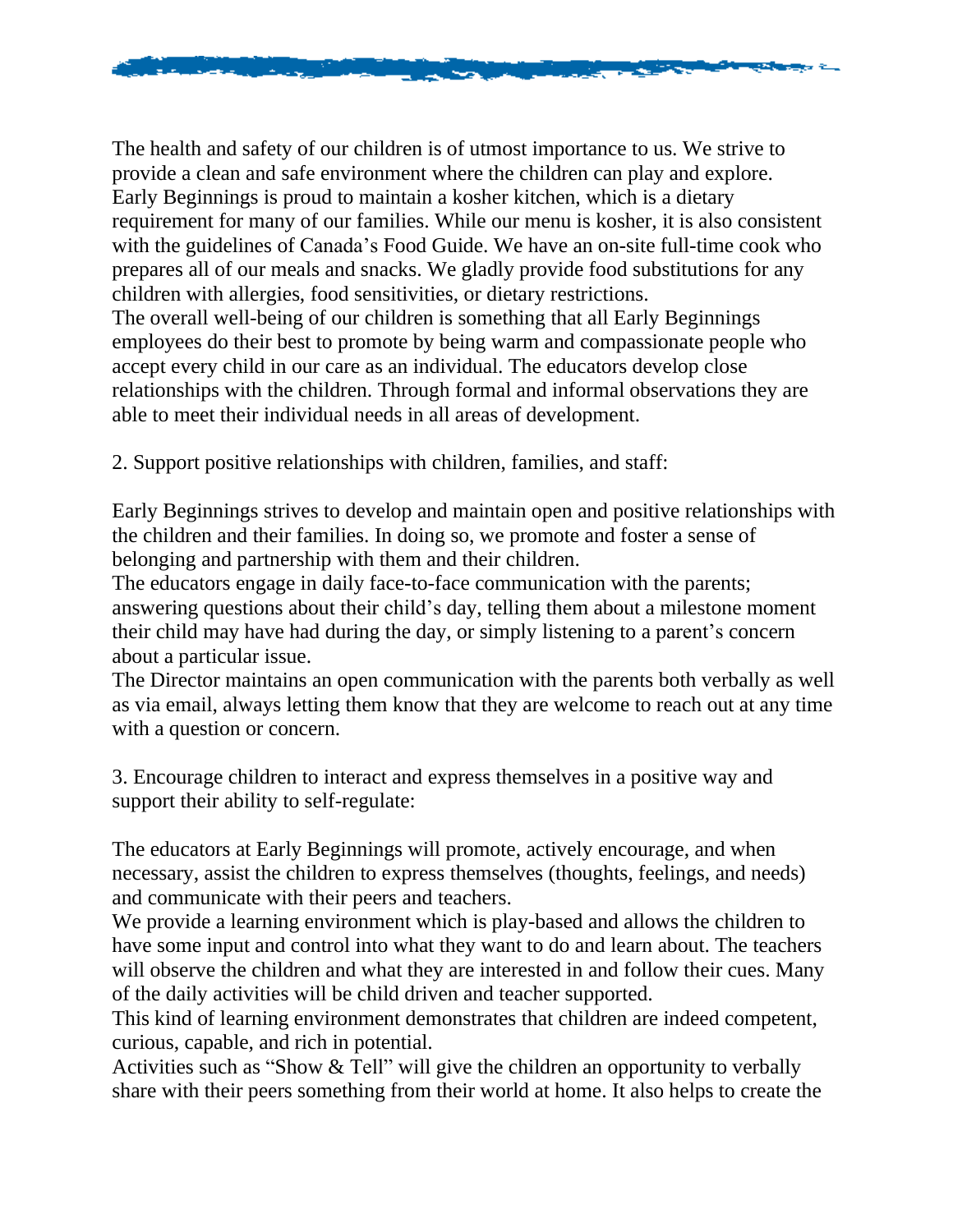The health and safety of our children is of utmost importance to us. We strive to provide a clean and safe environment where the children can play and explore. Early Beginnings is proud to maintain a kosher kitchen, which is a dietary requirement for many of our families. While our menu is kosher, it is also consistent with the guidelines of Canada's Food Guide. We have an on-site full-time cook who prepares all of our meals and snacks. We gladly provide food substitutions for any children with allergies, food sensitivities, or dietary restrictions.

The overall well-being of our children is something that all Early Beginnings employees do their best to promote by being warm and compassionate people who accept every child in our care as an individual. The educators develop close relationships with the children. Through formal and informal observations they are able to meet their individual needs in all areas of development.

2. Support positive relationships with children, families, and staff:

Early Beginnings strives to develop and maintain open and positive relationships with the children and their families. In doing so, we promote and foster a sense of belonging and partnership with them and their children.

The educators engage in daily face-to-face communication with the parents; answering questions about their child's day, telling them about a milestone moment their child may have had during the day, or simply listening to a parent's concern about a particular issue.

The Director maintains an open communication with the parents both verbally as well as via email, always letting them know that they are welcome to reach out at any time with a question or concern.

3. Encourage children to interact and express themselves in a positive way and support their ability to self-regulate:

The educators at Early Beginnings will promote, actively encourage, and when necessary, assist the children to express themselves (thoughts, feelings, and needs) and communicate with their peers and teachers.

We provide a learning environment which is play-based and allows the children to have some input and control into what they want to do and learn about. The teachers will observe the children and what they are interested in and follow their cues. Many of the daily activities will be child driven and teacher supported.

This kind of learning environment demonstrates that children are indeed competent, curious, capable, and rich in potential.

Activities such as "Show & Tell" will give the children an opportunity to verbally share with their peers something from their world at home. It also helps to create the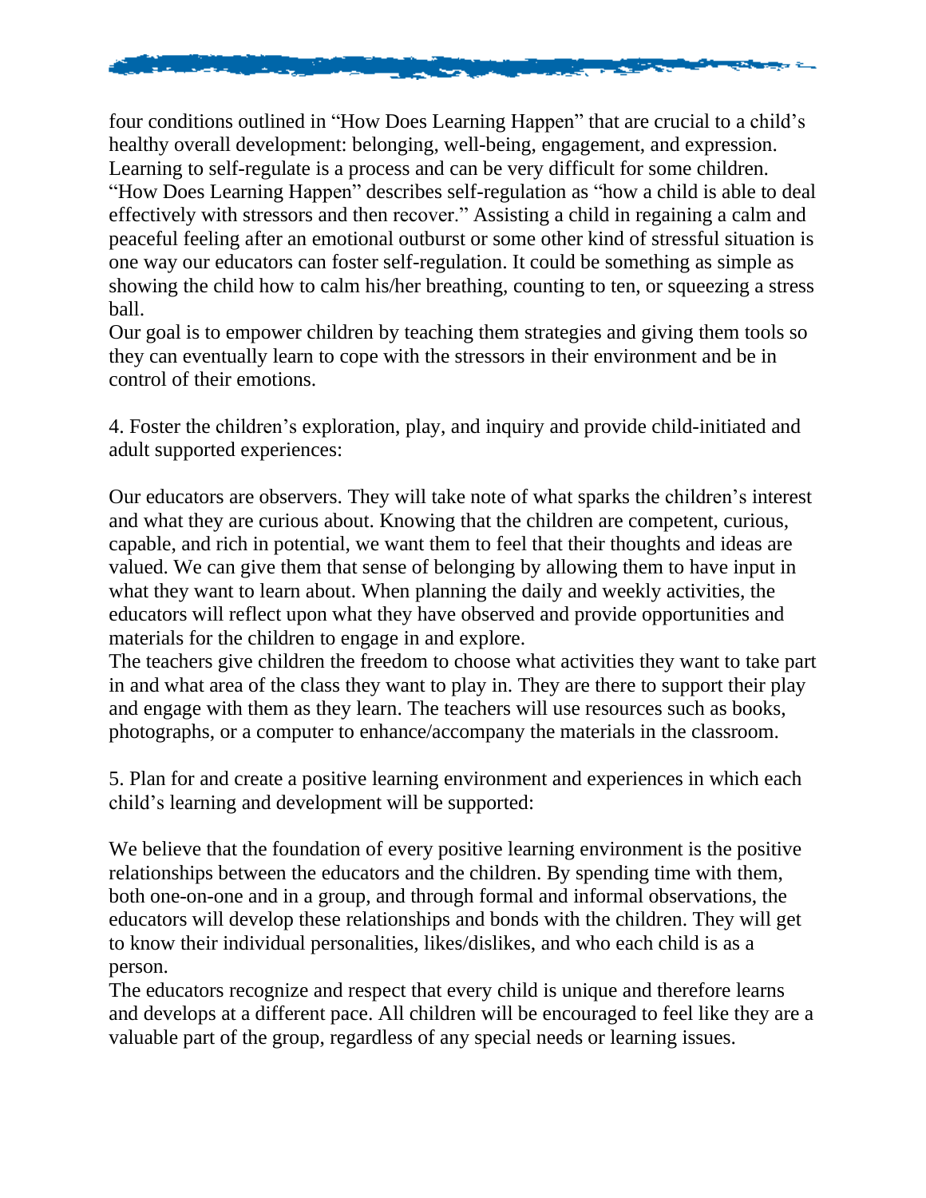four conditions outlined in “How Does Learning Happen” that are crucial to a child’s healthy overall development: belonging, well-being, engagement, and expression. Learning to self-regulate is a process and can be very difficult for some children. “How Does Learning Happen” describes self-regulation as “how a child is able to deal effectively with stressors and then recover.” Assisting a child in regaining a calm and peaceful feeling after an emotional outburst or some other kind of stressful situation is one way our educators can foster self-regulation. It could be something as simple as showing the child how to calm his/her breathing, counting to ten, or squeezing a stress ball.

Our goal is to empower children by teaching them strategies and giving them tools so they can eventually learn to cope with the stressors in their environment and be in control of their emotions.

4. Foster the children’s exploration, play, and inquiry and provide child-initiated and adult supported experiences:

Our educators are observers. They will take note of what sparks the children’s interest and what they are curious about. Knowing that the children are competent, curious, capable, and rich in potential, we want them to feel that their thoughts and ideas are valued. We can give them that sense of belonging by allowing them to have input in what they want to learn about. When planning the daily and weekly activities, the educators will reflect upon what they have observed and provide opportunities and materials for the children to engage in and explore.

The teachers give children the freedom to choose what activities they want to take part in and what area of the class they want to play in. They are there to support their play and engage with them as they learn. The teachers will use resources such as books, photographs, or a computer to enhance/accompany the materials in the classroom.

5. Plan for and create a positive learning environment and experiences in which each child’s learning and development will be supported:

We believe that the foundation of every positive learning environment is the positive relationships between the educators and the children. By spending time with them, both one-on-one and in a group, and through formal and informal observations, the educators will develop these relationships and bonds with the children. They will get to know their individual personalities, likes/dislikes, and who each child is as a person.

The educators recognize and respect that every child is unique and therefore learns and develops at a different pace. All children will be encouraged to feel like they are a valuable part of the group, regardless of any special needs or learning issues.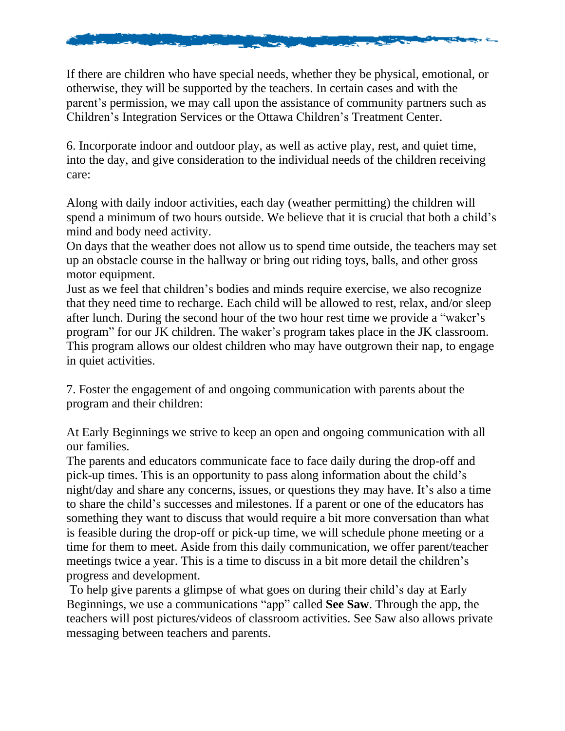If there are children who have special needs, whether they be physical, emotional, or otherwise, they will be supported by the teachers. In certain cases and with the parent's permission, we may call upon the assistance of community partners such as Children's Integration Services or the Ottawa Children's Treatment Center.

6. Incorporate indoor and outdoor play, as well as active play, rest, and quiet time, into the day, and give consideration to the individual needs of the children receiving care:

Along with daily indoor activities, each day (weather permitting) the children will spend a minimum of two hours outside. We believe that it is crucial that both a child's mind and body need activity.
On days that the weather does not allow us to spend time outside, the teachers may set up an obstacle course in the hallway or bring out riding toys, balls, and other gross motor equipment.
Just as we feel that children's bodies and minds require exercise, we also recognize that they need time to recharge. Each child will be allowed to rest, relax, and/or sleep after lunch. During the second hour of the two hour rest time we provide a "waker's program" for our JK children. The waker's program takes place in the JK classroom. This program allows our oldest children who may have outgrown their nap, to engage in quiet activities.

7. Foster the engagement of and ongoing communication with parents about the program and their children:

At Early Beginnings we strive to keep an open and ongoing communication with all our families.
The parents and educators communicate face to face daily during the drop-off and pick-up times. This is an opportunity to pass along information about the child's night/day and share any concerns, issues, or questions they may have. It's also a time to share the child's successes and milestones. If a parent or one of the educators has something they want to discuss that would require a bit more conversation than what is feasible during the drop-off or pick-up time, we will schedule phone meeting or a time for them to meet. Aside from this daily communication, we offer parent/teacher meetings twice a year. This is a time to discuss in a bit more detail the children's progress and development.
To help give parents a glimpse of what goes on during their child's day at Early Beginnings, we use a communications "app" called **See Saw**. Through the app, the teachers will post pictures/videos of classroom activities. See Saw also allows private messaging between teachers and parents.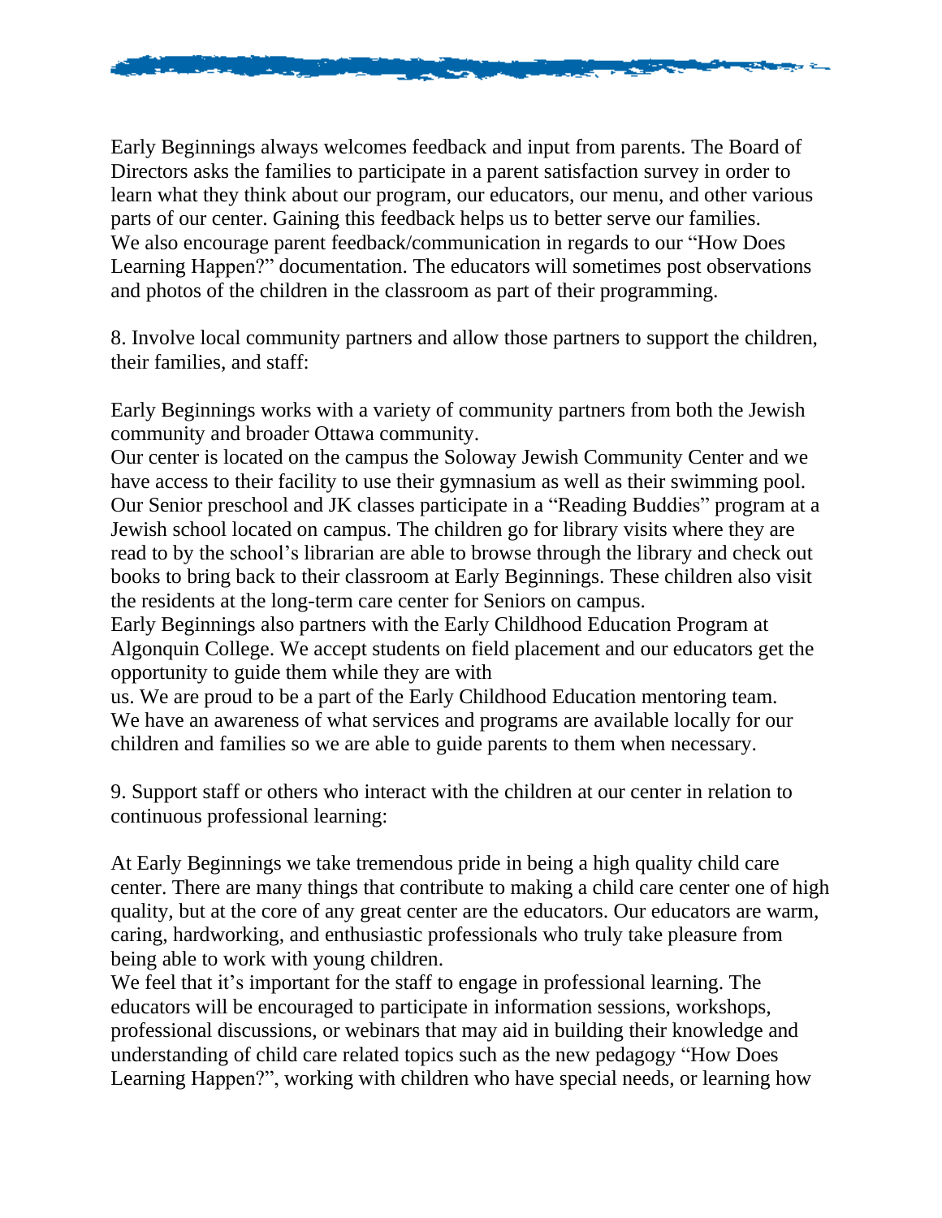Early Beginnings always welcomes feedback and input from parents. The Board of Directors asks the families to participate in a parent satisfaction survey in order to learn what they think about our program, our educators, our menu, and other various parts of our center. Gaining this feedback helps us to better serve our families.
We also encourage parent feedback/communication in regards to our "How Does Learning Happen?" documentation. The educators will sometimes post observations and photos of the children in the classroom as part of their programming.

8. Involve local community partners and allow those partners to support the children, their families, and staff:

Early Beginnings works with a variety of community partners from both the Jewish community and broader Ottawa community.
Our center is located on the campus the Soloway Jewish Community Center and we have access to their facility to use their gymnasium as well as their swimming pool.
Our Senior preschool and JK classes participate in a "Reading Buddies" program at a Jewish school located on campus. The children go for library visits where they are read to by the school's librarian are able to browse through the library and check out books to bring back to their classroom at Early Beginnings. These children also visit the residents at the long-term care center for Seniors on campus.
Early Beginnings also partners with the Early Childhood Education Program at Algonquin College. We accept students on field placement and our educators get the opportunity to guide them while they are with
us. We are proud to be a part of the Early Childhood Education mentoring team.
We have an awareness of what services and programs are available locally for our children and families so we are able to guide parents to them when necessary.

9. Support staff or others who interact with the children at our center in relation to continuous professional learning:

At Early Beginnings we take tremendous pride in being a high quality child care center. There are many things that contribute to making a child care center one of high quality, but at the core of any great center are the educators. Our educators are warm, caring, hardworking, and enthusiastic professionals who truly take pleasure from being able to work with young children.
We feel that it's important for the staff to engage in professional learning. The educators will be encouraged to participate in information sessions, workshops, professional discussions, or webinars that may aid in building their knowledge and understanding of child care related topics such as the new pedagogy "How Does Learning Happen?", working with children who have special needs, or learning how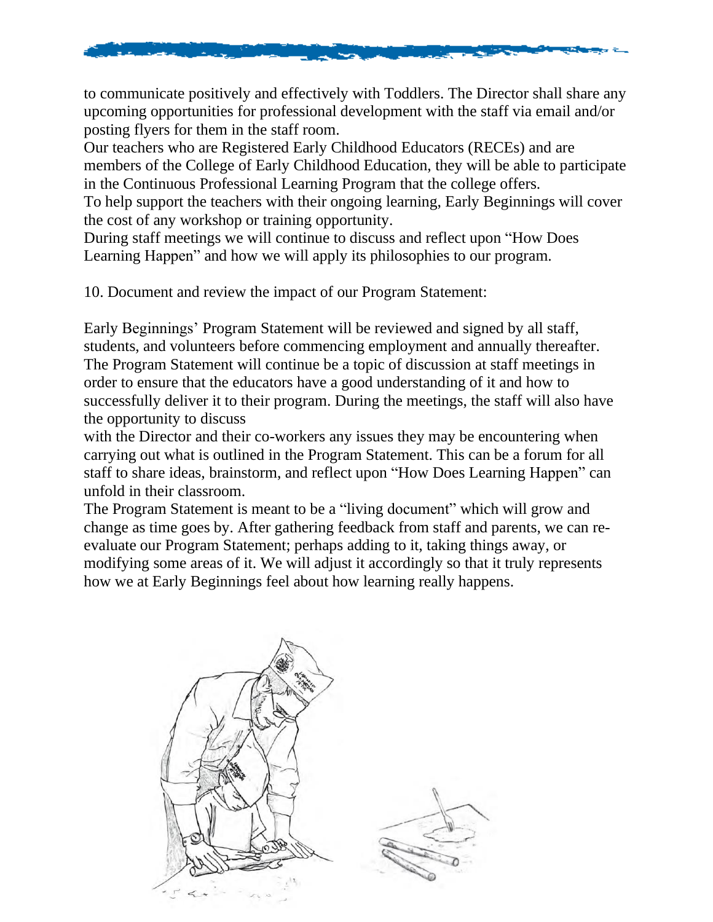to communicate positively and effectively with Toddlers. The Director shall share any upcoming opportunities for professional development with the staff via email and/or posting flyers for them in the staff room.

Our teachers who are Registered Early Childhood Educators (RECEs) and are members of the College of Early Childhood Education, they will be able to participate in the Continuous Professional Learning Program that the college offers.

To help support the teachers with their ongoing learning, Early Beginnings will cover the cost of any workshop or training opportunity.

During staff meetings we will continue to discuss and reflect upon "How Does Learning Happen" and how we will apply its philosophies to our program.

10. Document and review the impact of our Program Statement:

Early Beginnings' Program Statement will be reviewed and signed by all staff, students, and volunteers before commencing employment and annually thereafter. The Program Statement will continue be a topic of discussion at staff meetings in order to ensure that the educators have a good understanding of it and how to successfully deliver it to their program. During the meetings, the staff will also have the opportunity to discuss with the Director and their co-workers any issues they may be encountering when carrying out what is outlined in the Program Statement. This can be a forum for all staff to share ideas, brainstorm, and reflect upon "How Does Learning Happen" can unfold in their classroom.

The Program Statement is meant to be a "living document" which will grow and change as time goes by. After gathering feedback from staff and parents, we can re-evaluate our Program Statement; perhaps adding to it, taking things away, or modifying some areas of it. We will adjust it accordingly so that it truly represents how we at Early Beginnings feel about how learning really happens.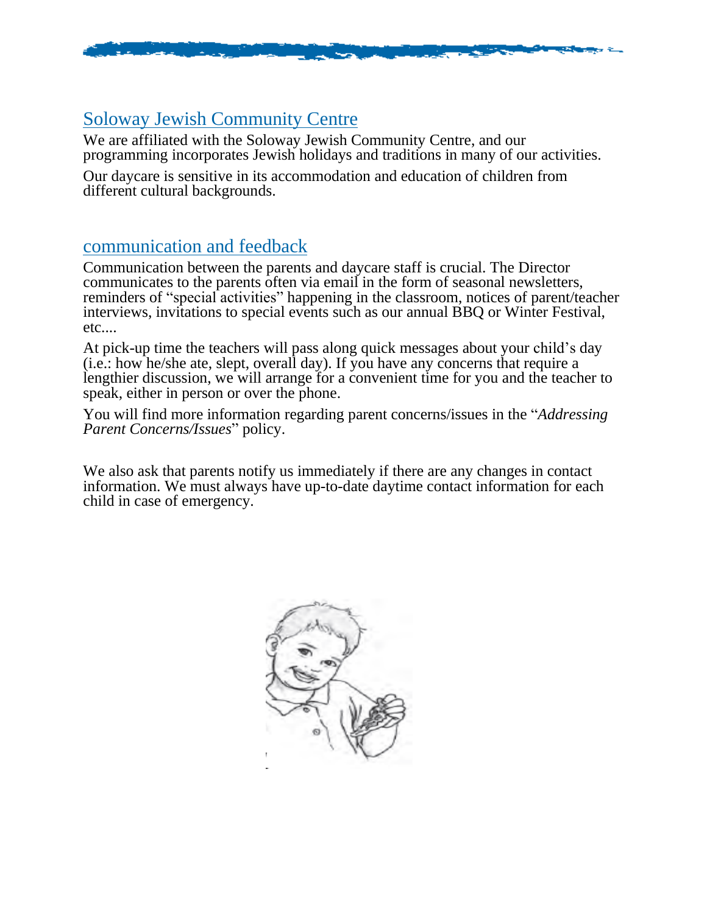## Soloway Jewish Community Centre

We are affiliated with the Soloway Jewish Community Centre, and our programming incorporates Jewish holidays and traditions in many of our activities.

Our daycare is sensitive in its accommodation and education of children from different cultural backgrounds.

## communication and feedback

Communication between the parents and daycare staff is crucial. The Director communicates to the parents often via email in the form of seasonal newsletters, reminders of "special activities" happening in the classroom, notices of parent/teacher interviews, invitations to special events such as our annual BBQ or Winter Festival, etc....

At pick-up time the teachers will pass along quick messages about your child's day (i.e.: how he/she ate, slept, overall day). If you have any concerns that require a lengthier discussion, we will arrange for a convenient time for you and the teacher to speak, either in person or over the phone.

You will find more information regarding parent concerns/issues in the "*Addressing Parent Concerns/Issues*" policy.

We also ask that parents notify us immediately if there are any changes in contact information. We must always have up-to-date daytime contact information for each child in case of emergency.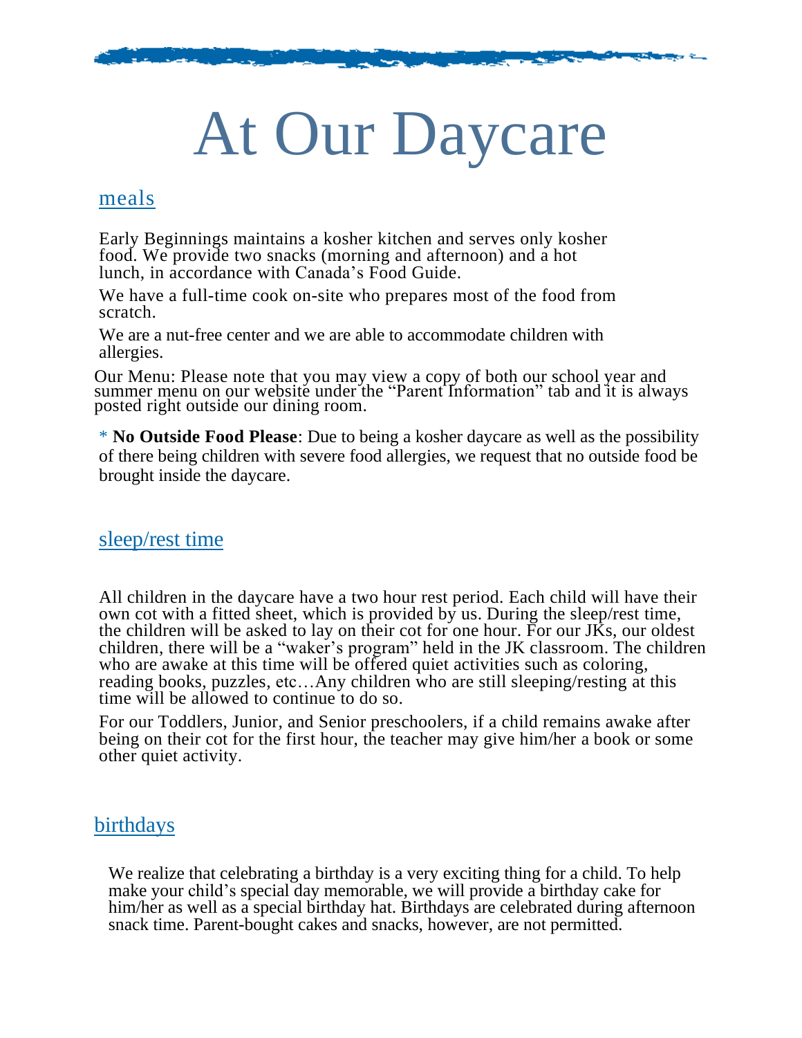# At Our Daycare

## meals

Early Beginnings maintains a kosher kitchen and serves only kosher food. We provide two snacks (morning and afternoon) and a hot lunch, in accordance with Canada's Food Guide.

We have a full-time cook on-site who prepares most of the food from scratch.

We are a nut-free center and we are able to accommodate children with allergies.

Our Menu: Please note that you may view a copy of both our school year and summer menu on our website under the "Parent Information" tab and it is always posted right outside our dining room.

* **No Outside Food Please**: Due to being a kosher daycare as well as the possibility of there being children with severe food allergies, we request that no outside food be brought inside the daycare.

## sleep/rest time

All children in the daycare have a two hour rest period. Each child will have their own cot with a fitted sheet, which is provided by us. During the sleep/rest time, the children will be asked to lay on their cot for one hour. For our JKs, our oldest children, there will be a "waker's program" held in the JK classroom. The children who are awake at this time will be offered quiet activities such as coloring, reading books, puzzles, etc…Any children who are still sleeping/resting at this time will be allowed to continue to do so.

For our Toddlers, Junior, and Senior preschoolers, if a child remains awake after being on their cot for the first hour, the teacher may give him/her a book or some other quiet activity.

## birthdays

We realize that celebrating a birthday is a very exciting thing for a child. To help make your child's special day memorable, we will provide a birthday cake for him/her as well as a special birthday hat. Birthdays are celebrated during afternoon snack time. Parent-bought cakes and snacks, however, are not permitted.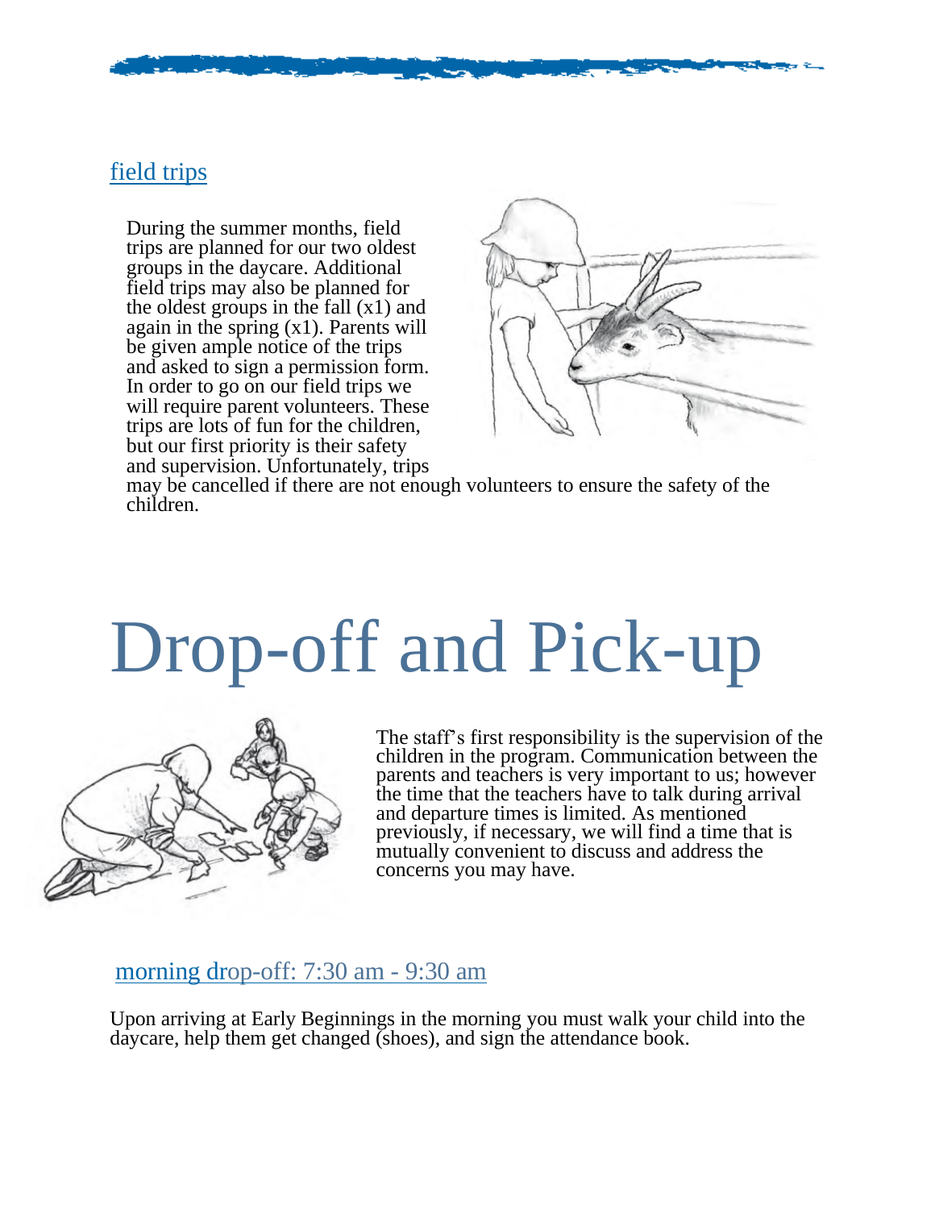## field trips

During the summer months, field trips are planned for our two oldest groups in the daycare. Additional field trips may also be planned for the oldest groups in the fall (x1) and again in the spring (x1). Parents will be given ample notice of the trips and asked to sign a permission form. In order to go on our field trips we will require parent volunteers. These trips are lots of fun for the children, but our first priority is their safety and supervision. Unfortunately, trips may be cancelled if there are not enough volunteers to ensure the safety of the children.

# Drop-off and Pick-up

The staff's first responsibility is the supervision of the children in the program. Communication between the parents and teachers is very important to us; however the time that the teachers have to talk during arrival and departure times is limited. As mentioned previously, if necessary, we will find a time that is mutually convenient to discuss and address the concerns you may have.

## morning drop-off: 7:30 am - 9:30 am

Upon arriving at Early Beginnings in the morning you must walk your child into the daycare, help them get changed (shoes), and sign the attendance book.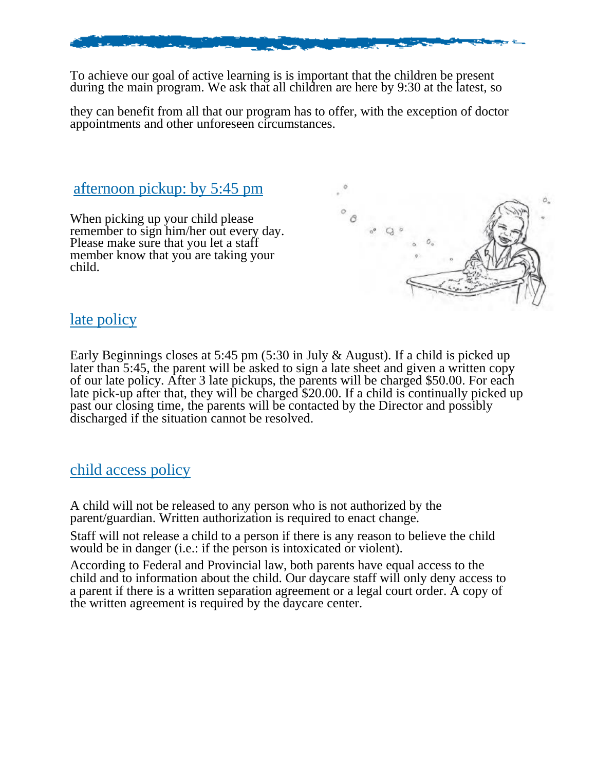To achieve our goal of active learning is is important that the children be present during the main program. We ask that all children are here by 9:30 at the latest, so

they can benefit from all that our program has to offer, with the exception of doctor appointments and other unforeseen circumstances.

## afternoon pickup: by 5:45 pm

When picking up your child please remember to sign him/her out every day. Please make sure that you let a staff member know that you are taking your child.

## late policy

Early Beginnings closes at 5:45 pm (5:30 in July & August). If a child is picked up later than 5:45, the parent will be asked to sign a late sheet and given a written copy of our late policy. After 3 late pickups, the parents will be charged $50.00. For each late pick-up after that, they will be charged $20.00. If a child is continually picked up past our closing time, the parents will be contacted by the Director and possibly discharged if the situation cannot be resolved.

## child access policy

A child will not be released to any person who is not authorized by the parent/guardian. Written authorization is required to enact change.

Staff will not release a child to a person if there is any reason to believe the child would be in danger (i.e.: if the person is intoxicated or violent).

According to Federal and Provincial law, both parents have equal access to the child and to information about the child. Our daycare staff will only deny access to a parent if there is a written separation agreement or a legal court order. A copy of the written agreement is required by the daycare center.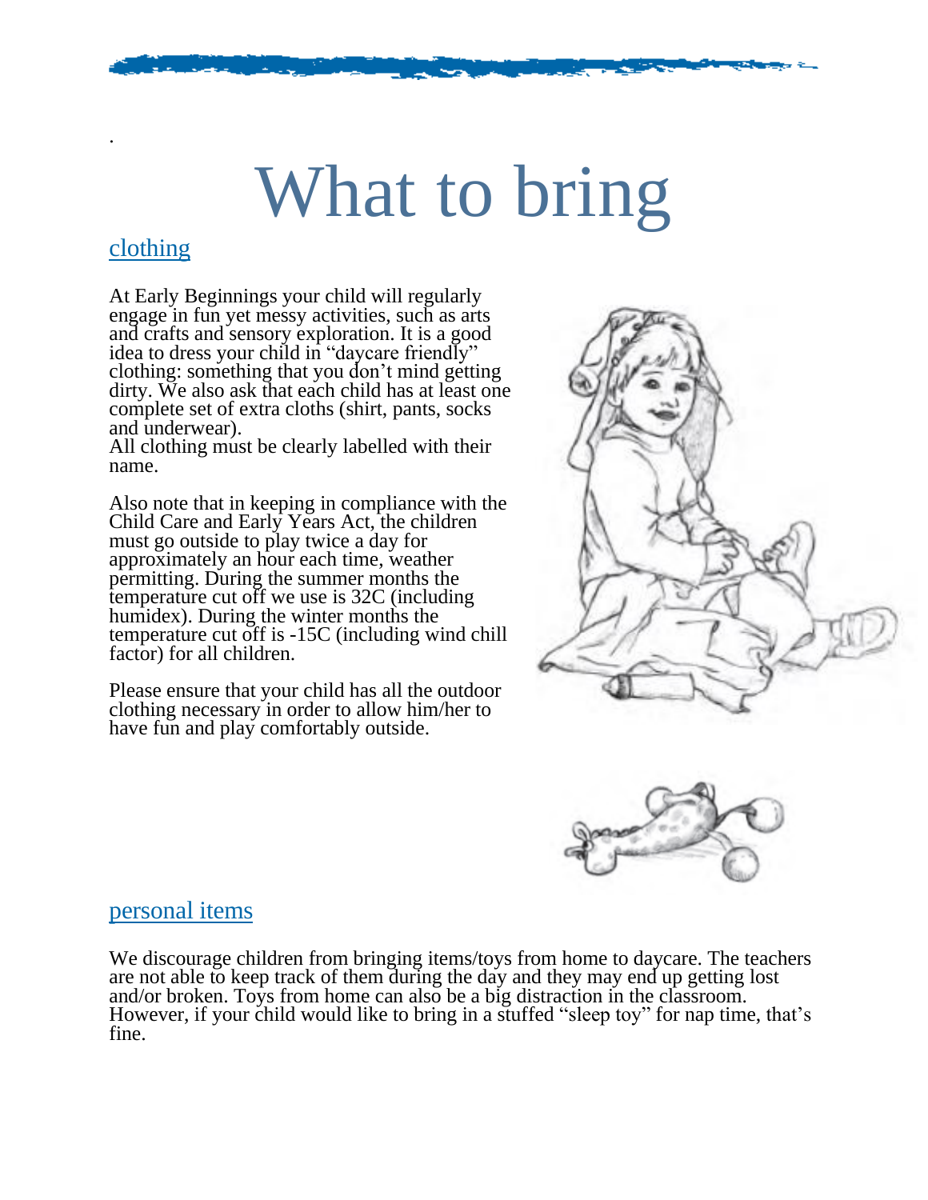# What to bring

## clothing

At Early Beginnings your child will regularly engage in fun yet messy activities, such as arts and crafts and sensory exploration. It is a good idea to dress your child in "daycare friendly" clothing: something that you don't mind getting dirty. We also ask that each child has at least one complete set of extra cloths (shirt, pants, socks and underwear).
All clothing must be clearly labelled with their name.

Also note that in keeping in compliance with the Child Care and Early Years Act, the children must go outside to play twice a day for approximately an hour each time, weather permitting. During the summer months the temperature cut off we use is 32C (including humidex). During the winter months the temperature cut off is -15C (including wind chill factor) for all children.

Please ensure that your child has all the outdoor clothing necessary in order to allow him/her to have fun and play comfortably outside.

## personal items

We discourage children from bringing items/toys from home to daycare. The teachers are not able to keep track of them during the day and they may end up getting lost and/or broken. Toys from home can also be a big distraction in the classroom. However, if your child would like to bring in a stuffed "sleep toy" for nap time, that's fine.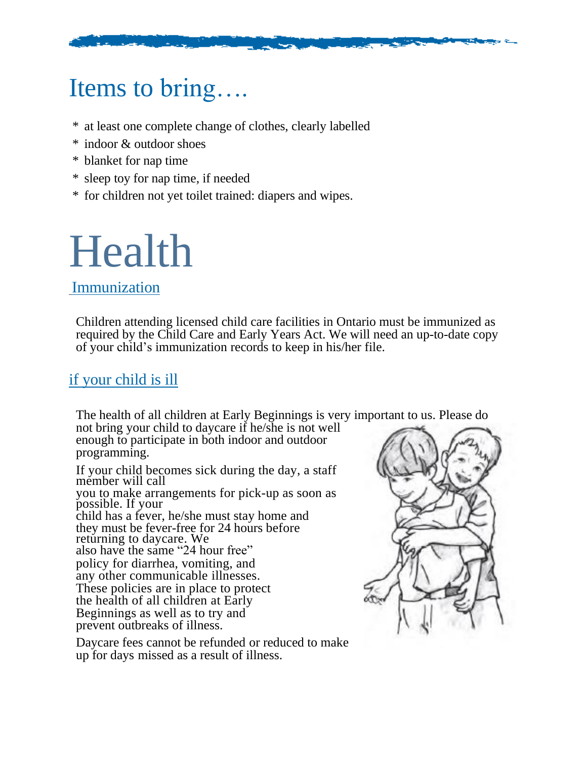# Items to bring….

* at least one complete change of clothes, clearly labelled
* indoor & outdoor shoes
* blanket for nap time
* sleep toy for nap time, if needed
* for children not yet toilet trained: diapers and wipes.

# Health

## Immunization

Children attending licensed child care facilities in Ontario must be immunized as required by the Child Care and Early Years Act. We will need an up-to-date copy of your child's immunization records to keep in his/her file.

## if your child is ill

The health of all children at Early Beginnings is very important to us. Please do not bring your child to daycare if he/she is not well enough to participate in both indoor and outdoor programming.

If your child becomes sick during the day, a staff member will call you to make arrangements for pick-up as soon as possible. If your child has a fever, he/she must stay home and they must be fever-free for 24 hours before returning to daycare. We also have the same "24 hour free" policy for diarrhea, vomiting, and any other communicable illnesses. These policies are in place to protect the health of all children at Early Beginnings as well as to try and prevent outbreaks of illness.

Daycare fees cannot be refunded or reduced to make up for days missed as a result of illness.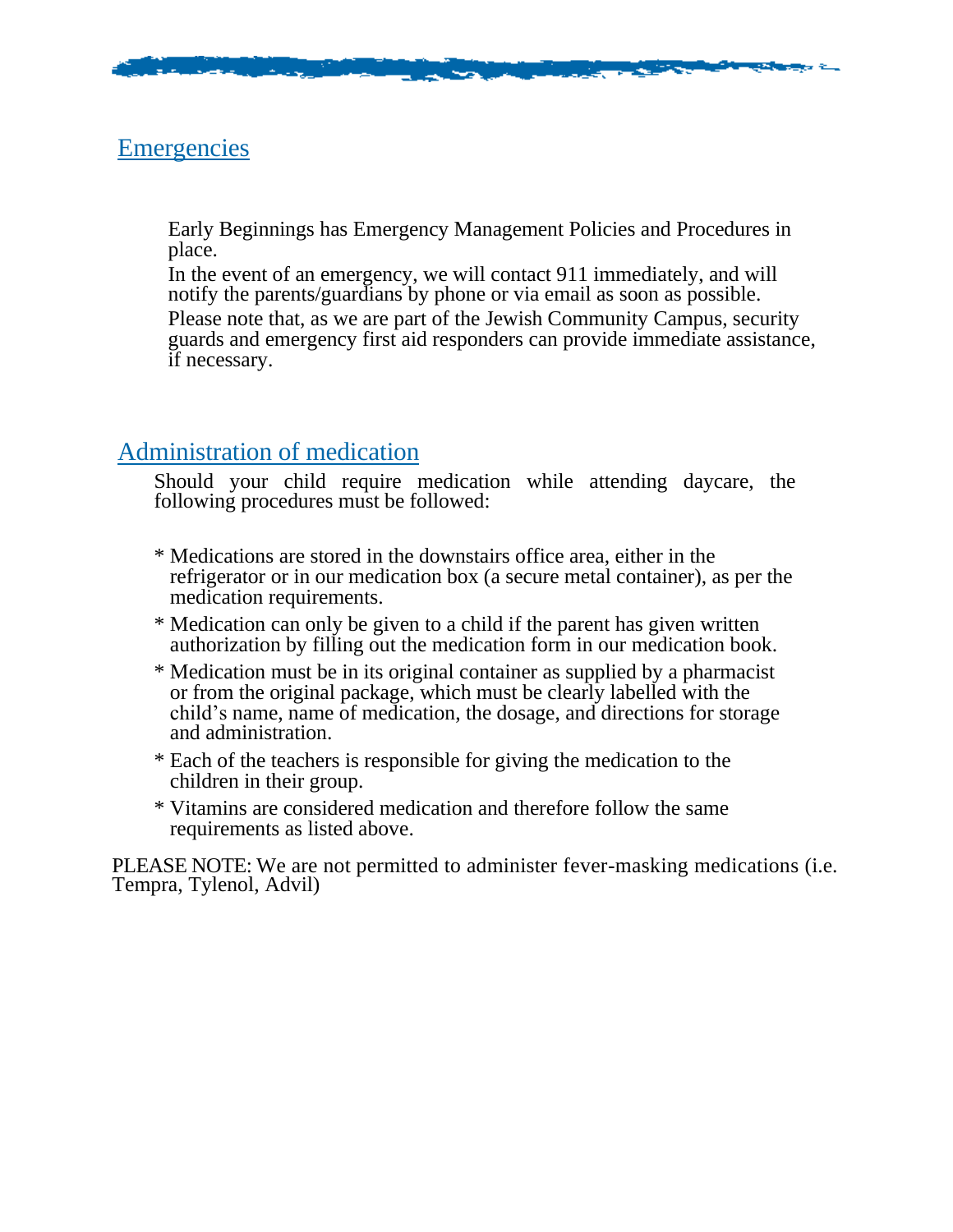## Emergencies

Early Beginnings has Emergency Management Policies and Procedures in place.

In the event of an emergency, we will contact 911 immediately, and will notify the parents/guardians by phone or via email as soon as possible.

Please note that, as we are part of the Jewish Community Campus, security guards and emergency first aid responders can provide immediate assistance, if necessary.

## Administration of medication

Should your child require medication while attending daycare, the following procedures must be followed:

* Medications are stored in the downstairs office area, either in the refrigerator or in our medication box (a secure metal container), as per the medication requirements.
* Medication can only be given to a child if the parent has given written authorization by filling out the medication form in our medication book.
* Medication must be in its original container as supplied by a pharmacist or from the original package, which must be clearly labelled with the child's name, name of medication, the dosage, and directions for storage and administration.
* Each of the teachers is responsible for giving the medication to the children in their group.
* Vitamins are considered medication and therefore follow the same requirements as listed above.

PLEASE NOTE: We are not permitted to administer fever-masking medications (i.e. Tempra, Tylenol, Advil)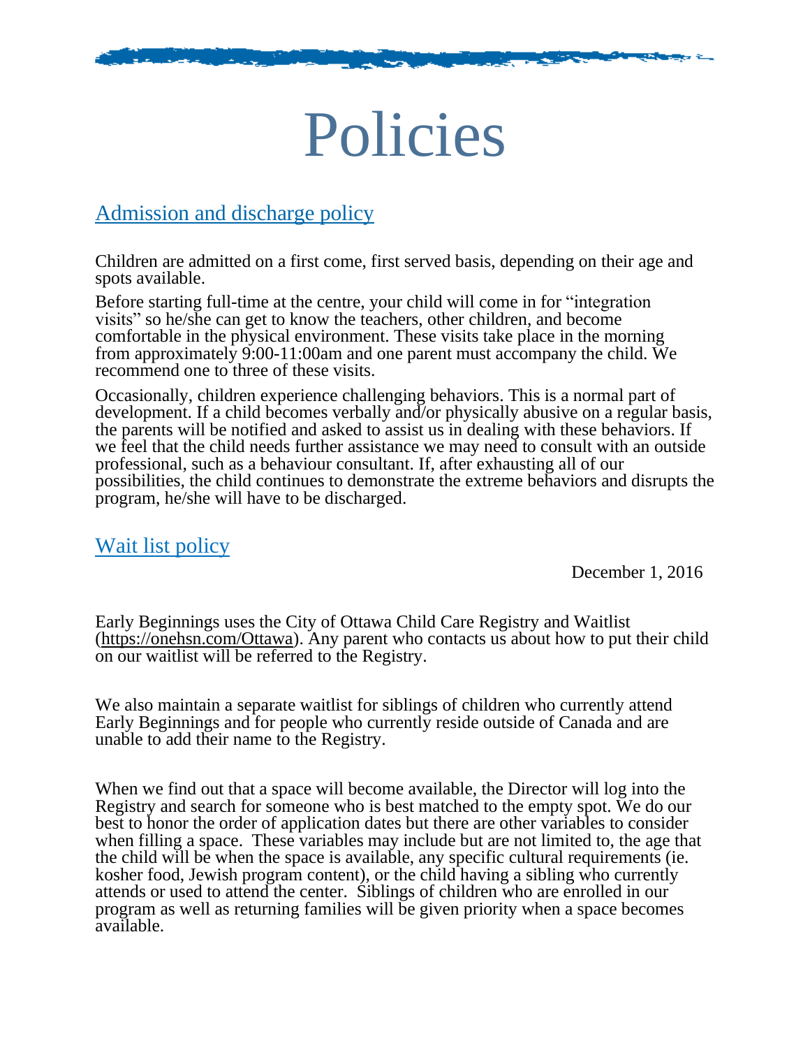# Policies

## Admission and discharge policy

Children are admitted on a first come, first served basis, depending on their age and spots available.

Before starting full-time at the centre, your child will come in for "integration visits" so he/she can get to know the teachers, other children, and become comfortable in the physical environment. These visits take place in the morning from approximately 9:00-11:00am and one parent must accompany the child. We recommend one to three of these visits.

Occasionally, children experience challenging behaviors. This is a normal part of development. If a child becomes verbally and/or physically abusive on a regular basis, the parents will be notified and asked to assist us in dealing with these behaviors. If we feel that the child needs further assistance we may need to consult with an outside professional, such as a behaviour consultant. If, after exhausting all of our possibilities, the child continues to demonstrate the extreme behaviors and disrupts the program, he/she will have to be discharged.

## Wait list policy

December 1, 2016

Early Beginnings uses the City of Ottawa Child Care Registry and Waitlist (https://onehsn.com/Ottawa). Any parent who contacts us about how to put their child on our waitlist will be referred to the Registry.

We also maintain a separate waitlist for siblings of children who currently attend Early Beginnings and for people who currently reside outside of Canada and are unable to add their name to the Registry.

When we find out that a space will become available, the Director will log into the Registry and search for someone who is best matched to the empty spot. We do our best to honor the order of application dates but there are other variables to consider when filling a space. These variables may include but are not limited to, the age that the child will be when the space is available, any specific cultural requirements (ie. kosher food, Jewish program content), or the child having a sibling who currently attends or used to attend the center. Siblings of children who are enrolled in our program as well as returning families will be given priority when a space becomes available.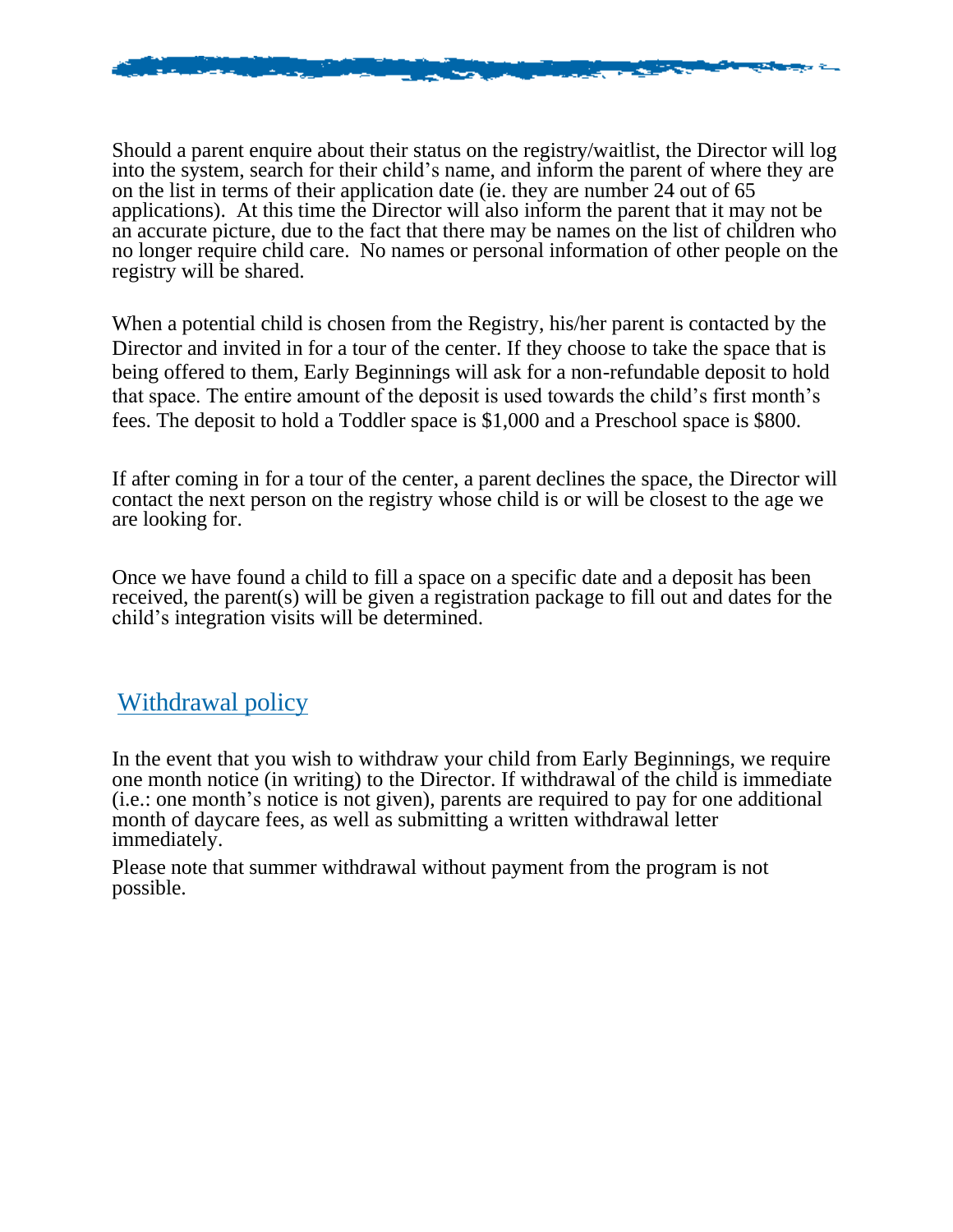Should a parent enquire about their status on the registry/waitlist, the Director will log into the system, search for their child's name, and inform the parent of where they are on the list in terms of their application date (ie. they are number 24 out of 65 applications). At this time the Director will also inform the parent that it may not be an accurate picture, due to the fact that there may be names on the list of children who no longer require child care. No names or personal information of other people on the registry will be shared.

When a potential child is chosen from the Registry, his/her parent is contacted by the Director and invited in for a tour of the center. If they choose to take the space that is being offered to them, Early Beginnings will ask for a non-refundable deposit to hold that space. The entire amount of the deposit is used towards the child's first month's fees. The deposit to hold a Toddler space is $1,000 and a Preschool space is $800.

If after coming in for a tour of the center, a parent declines the space, the Director will contact the next person on the registry whose child is or will be closest to the age we are looking for.

Once we have found a child to fill a space on a specific date and a deposit has been received, the parent(s) will be given a registration package to fill out and dates for the child's integration visits will be determined.

## Withdrawal policy

In the event that you wish to withdraw your child from Early Beginnings, we require one month notice (in writing) to the Director. If withdrawal of the child is immediate (i.e.: one month's notice is not given), parents are required to pay for one additional month of daycare fees, as well as submitting a written withdrawal letter immediately.

Please note that summer withdrawal without payment from the program is not possible.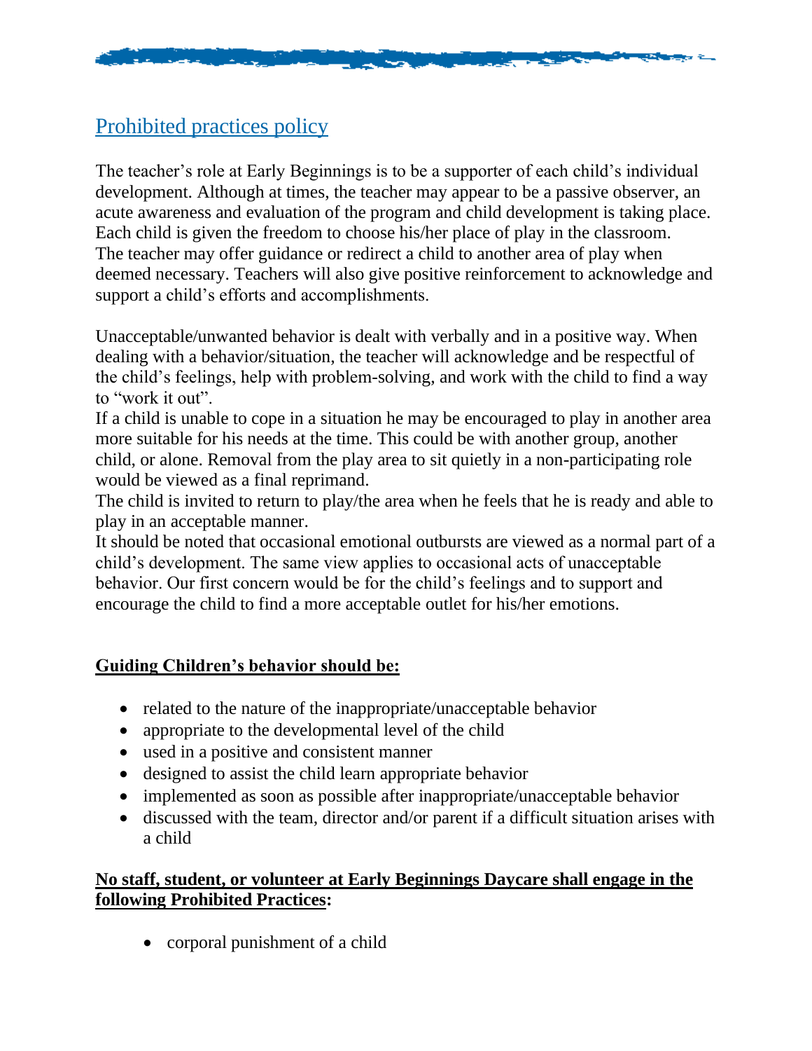## Prohibited practices policy

The teacher's role at Early Beginnings is to be a supporter of each child's individual development. Although at times, the teacher may appear to be a passive observer, an acute awareness and evaluation of the program and child development is taking place. Each child is given the freedom to choose his/her place of play in the classroom. The teacher may offer guidance or redirect a child to another area of play when deemed necessary. Teachers will also give positive reinforcement to acknowledge and support a child's efforts and accomplishments.

Unacceptable/unwanted behavior is dealt with verbally and in a positive way. When dealing with a behavior/situation, the teacher will acknowledge and be respectful of the child's feelings, help with problem-solving, and work with the child to find a way to "work it out".
If a child is unable to cope in a situation he may be encouraged to play in another area more suitable for his needs at the time. This could be with another group, another child, or alone. Removal from the play area to sit quietly in a non-participating role would be viewed as a final reprimand.
The child is invited to return to play/the area when he feels that he is ready and able to play in an acceptable manner.
It should be noted that occasional emotional outbursts are viewed as a normal part of a child's development. The same view applies to occasional acts of unacceptable behavior. Our first concern would be for the child's feelings and to support and encourage the child to find a more acceptable outlet for his/her emotions.

**Guiding Children's behavior should be:**

- related to the nature of the inappropriate/unacceptable behavior
- appropriate to the developmental level of the child
- used in a positive and consistent manner
- designed to assist the child learn appropriate behavior
- implemented as soon as possible after inappropriate/unacceptable behavior
- discussed with the team, director and/or parent if a difficult situation arises with a child

**No staff, student, or volunteer at Early Beginnings Daycare shall engage in the following Prohibited Practices:**

- corporal punishment of a child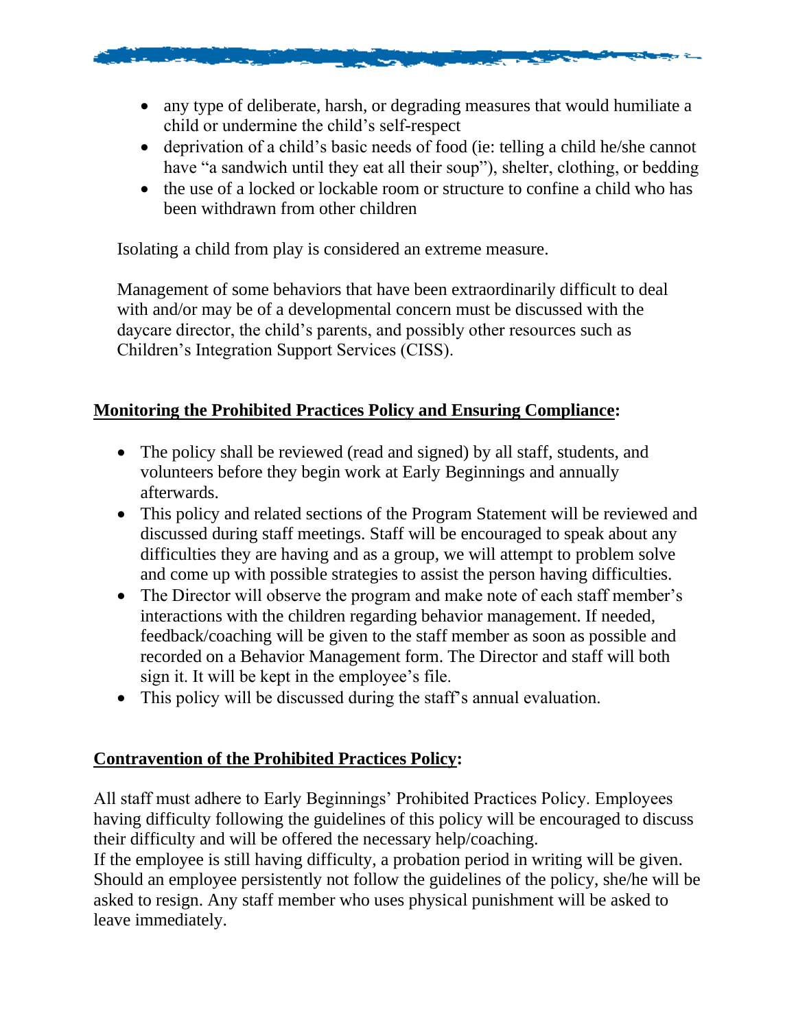- any type of deliberate, harsh, or degrading measures that would humiliate a child or undermine the child's self-respect
- deprivation of a child's basic needs of food (ie: telling a child he/she cannot have "a sandwich until they eat all their soup"), shelter, clothing, or bedding
- the use of a locked or lockable room or structure to confine a child who has been withdrawn from other children

Isolating a child from play is considered an extreme measure.

Management of some behaviors that have been extraordinarily difficult to deal with and/or may be of a developmental concern must be discussed with the daycare director, the child's parents, and possibly other resources such as Children's Integration Support Services (CISS).

**Monitoring the Prohibited Practices Policy and Ensuring Compliance:**

- The policy shall be reviewed (read and signed) by all staff, students, and volunteers before they begin work at Early Beginnings and annually afterwards.
- This policy and related sections of the Program Statement will be reviewed and discussed during staff meetings. Staff will be encouraged to speak about any difficulties they are having and as a group, we will attempt to problem solve and come up with possible strategies to assist the person having difficulties.
- The Director will observe the program and make note of each staff member's interactions with the children regarding behavior management. If needed, feedback/coaching will be given to the staff member as soon as possible and recorded on a Behavior Management form. The Director and staff will both sign it. It will be kept in the employee's file.
- This policy will be discussed during the staff's annual evaluation.

**Contravention of the Prohibited Practices Policy:**

All staff must adhere to Early Beginnings' Prohibited Practices Policy. Employees having difficulty following the guidelines of this policy will be encouraged to discuss their difficulty and will be offered the necessary help/coaching.
If the employee is still having difficulty, a probation period in writing will be given. Should an employee persistently not follow the guidelines of the policy, she/he will be asked to resign. Any staff member who uses physical punishment will be asked to leave immediately.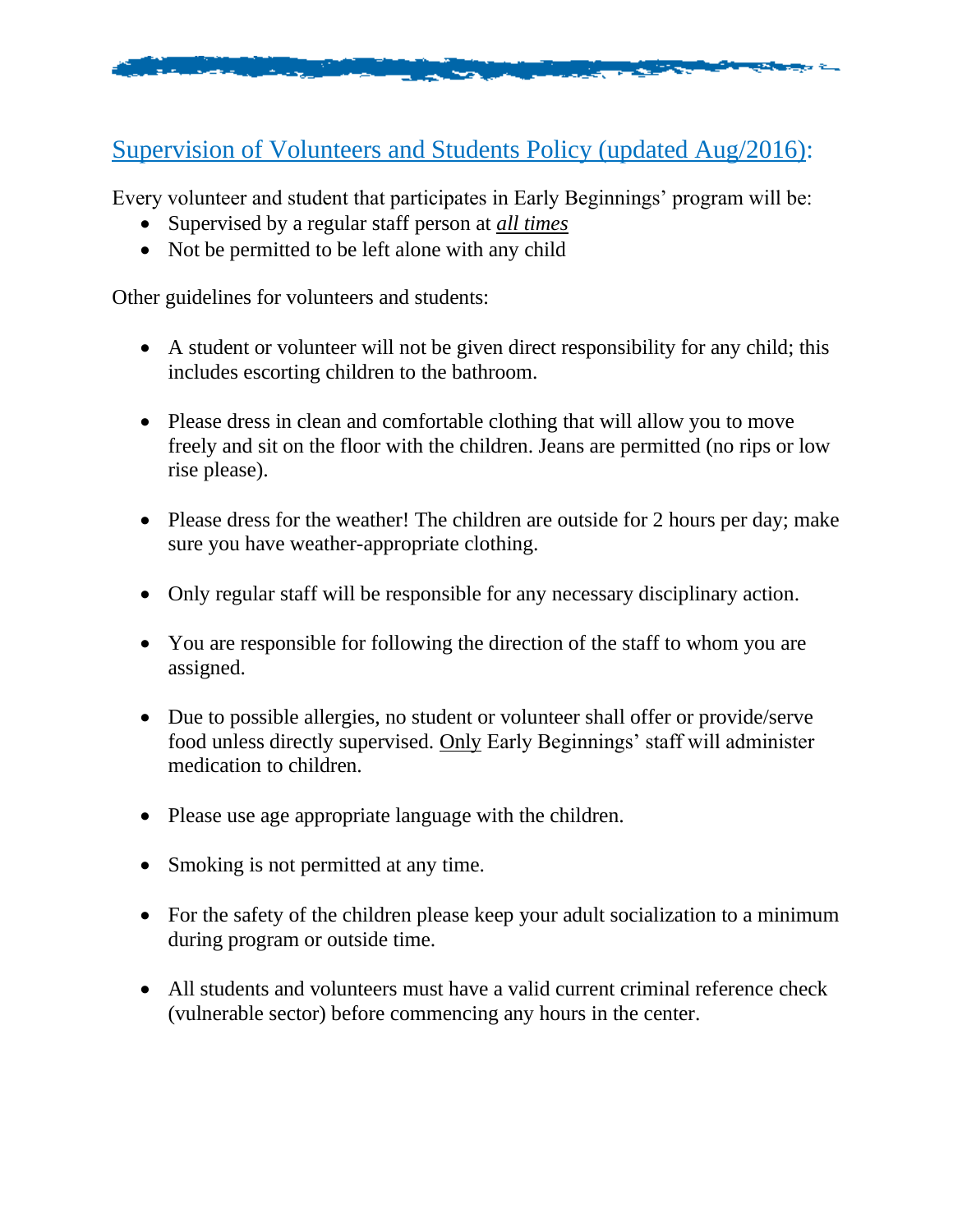## Supervision of Volunteers and Students Policy (updated Aug/2016):

Every volunteer and student that participates in Early Beginnings' program will be:

- Supervised by a regular staff person at ***all times***
- Not be permitted to be left alone with any child

Other guidelines for volunteers and students:

- A student or volunteer will not be given direct responsibility for any child; this includes escorting children to the bathroom.
- Please dress in clean and comfortable clothing that will allow you to move freely and sit on the floor with the children. Jeans are permitted (no rips or low rise please).
- Please dress for the weather! The children are outside for 2 hours per day; make sure you have weather-appropriate clothing.
- Only regular staff will be responsible for any necessary disciplinary action.
- You are responsible for following the direction of the staff to whom you are assigned.
- Due to possible allergies, no student or volunteer shall offer or provide/serve food unless directly supervised. Only Early Beginnings' staff will administer medication to children.
- Please use age appropriate language with the children.
- Smoking is not permitted at any time.
- For the safety of the children please keep your adult socialization to a minimum during program or outside time.
- All students and volunteers must have a valid current criminal reference check (vulnerable sector) before commencing any hours in the center.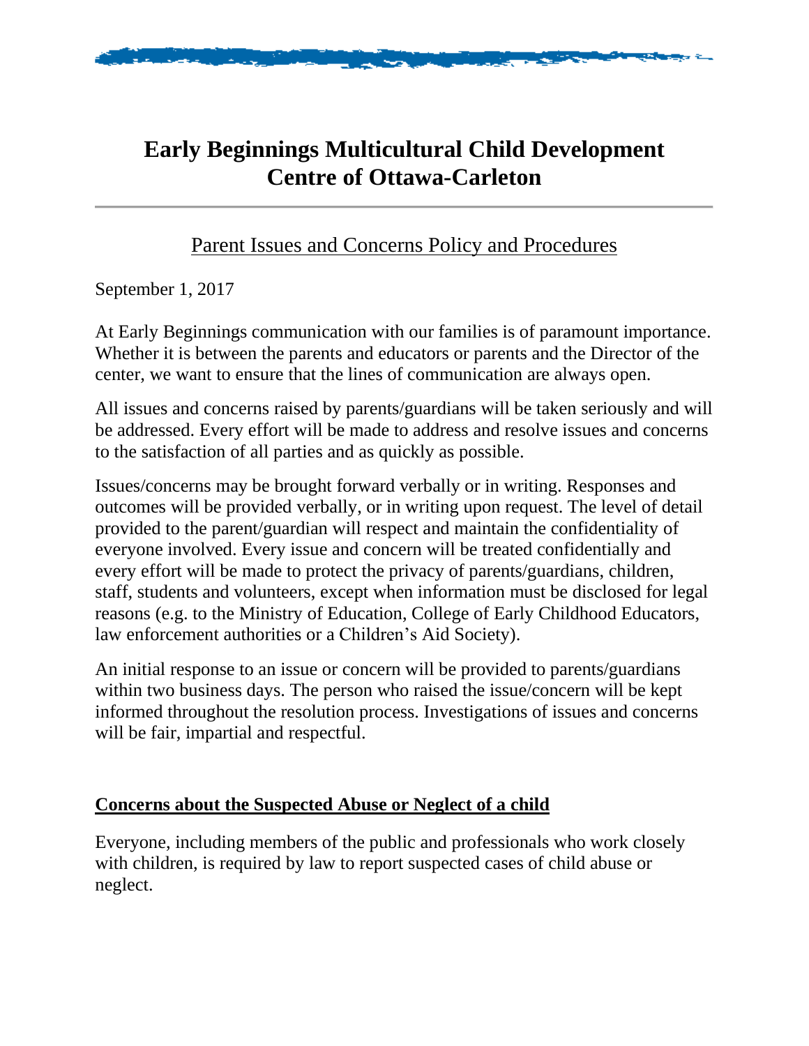# Early Beginnings Multicultural Child Development Centre of Ottawa-Carleton

## Parent Issues and Concerns Policy and Procedures

September 1, 2017

At Early Beginnings communication with our families is of paramount importance. Whether it is between the parents and educators or parents and the Director of the center, we want to ensure that the lines of communication are always open.

All issues and concerns raised by parents/guardians will be taken seriously and will be addressed. Every effort will be made to address and resolve issues and concerns to the satisfaction of all parties and as quickly as possible.

Issues/concerns may be brought forward verbally or in writing. Responses and outcomes will be provided verbally, or in writing upon request. The level of detail provided to the parent/guardian will respect and maintain the confidentiality of everyone involved. Every issue and concern will be treated confidentially and every effort will be made to protect the privacy of parents/guardians, children, staff, students and volunteers, except when information must be disclosed for legal reasons (e.g. to the Ministry of Education, College of Early Childhood Educators, law enforcement authorities or a Children's Aid Society).

An initial response to an issue or concern will be provided to parents/guardians within two business days. The person who raised the issue/concern will be kept informed throughout the resolution process. Investigations of issues and concerns will be fair, impartial and respectful.

### Concerns about the Suspected Abuse or Neglect of a child

Everyone, including members of the public and professionals who work closely with children, is required by law to report suspected cases of child abuse or neglect.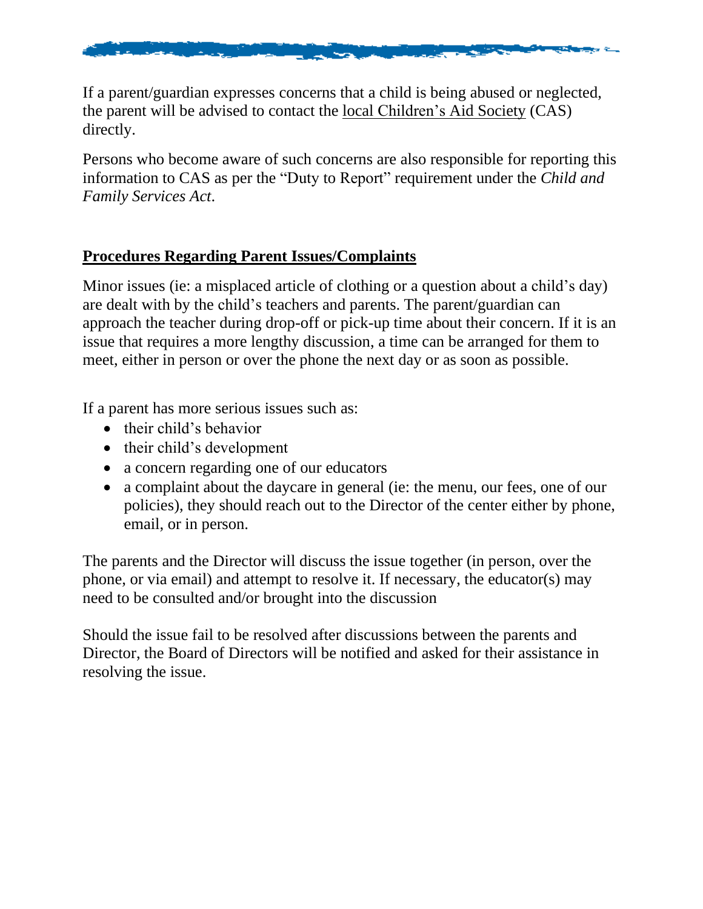If a parent/guardian expresses concerns that a child is being abused or neglected, the parent will be advised to contact the local Children's Aid Society (CAS) directly.

Persons who become aware of such concerns are also responsible for reporting this information to CAS as per the "Duty to Report" requirement under the *Child and Family Services Act*.

## Procedures Regarding Parent Issues/Complaints

Minor issues (ie: a misplaced article of clothing or a question about a child's day) are dealt with by the child's teachers and parents. The parent/guardian can approach the teacher during drop-off or pick-up time about their concern. If it is an issue that requires a more lengthy discussion, a time can be arranged for them to meet, either in person or over the phone the next day or as soon as possible.

If a parent has more serious issues such as:

- their child's behavior
- their child's development
- a concern regarding one of our educators
- a complaint about the daycare in general (ie: the menu, our fees, one of our policies), they should reach out to the Director of the center either by phone, email, or in person.

The parents and the Director will discuss the issue together (in person, over the phone, or via email) and attempt to resolve it. If necessary, the educator(s) may need to be consulted and/or brought into the discussion

Should the issue fail to be resolved after discussions between the parents and Director, the Board of Directors will be notified and asked for their assistance in resolving the issue.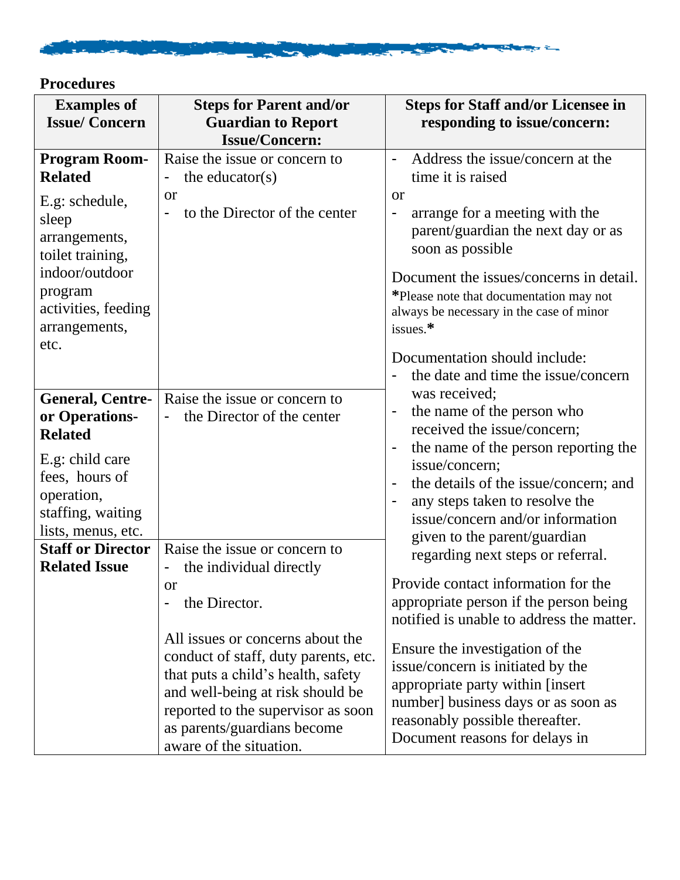**Procedures**

| Examples of Issue/ Concern | Steps for Parent and/or Guardian to Report Issue/Concern: | Steps for Staff and/or Licensee in responding to issue/concern: |
|---|---|---|
| **Program Room-Related**<br><br>E.g: schedule, sleep arrangements, toilet training, indoor/outdoor program activities, feeding arrangements, etc. | Raise the issue or concern to<br>- the educator(s)<br>or<br>- to the Director of the center | - Address the issue/concern at the time it is raised<br>or<br>- arrange for a meeting with the parent/guardian the next day or as soon as possible<br><br>Document the issues/concerns in detail. *Please note that documentation may not always be necessary in the case of minor issues.*<br><br>Documentation should include:<br>- the date and time the issue/concern was received;<br>- the name of the person who received the issue/concern;<br>- the name of the person reporting the issue/concern;<br>- the details of the issue/concern; and<br>- any steps taken to resolve the issue/concern and/or information given to the parent/guardian regarding next steps or referral.<br><br>Provide contact information for the appropriate person if the person being notified is unable to address the matter.<br><br>Ensure the investigation of the issue/concern is initiated by the appropriate party within [insert number] business days or as soon as reasonably possible thereafter. Document reasons for delays in |
| **General, Centre- or Operations-Related**<br><br>E.g: child care fees, hours of operation, staffing, waiting lists, menus, etc. | Raise the issue or concern to<br>- the Director of the center | |
| **Staff or Director Related Issue** | Raise the issue or concern to<br>- the individual directly<br>or<br>- the Director.<br><br>All issues or concerns about the conduct of staff, duty parents, etc. that puts a child's health, safety and well-being at risk should be reported to the supervisor as soon as parents/guardians become aware of the situation. | |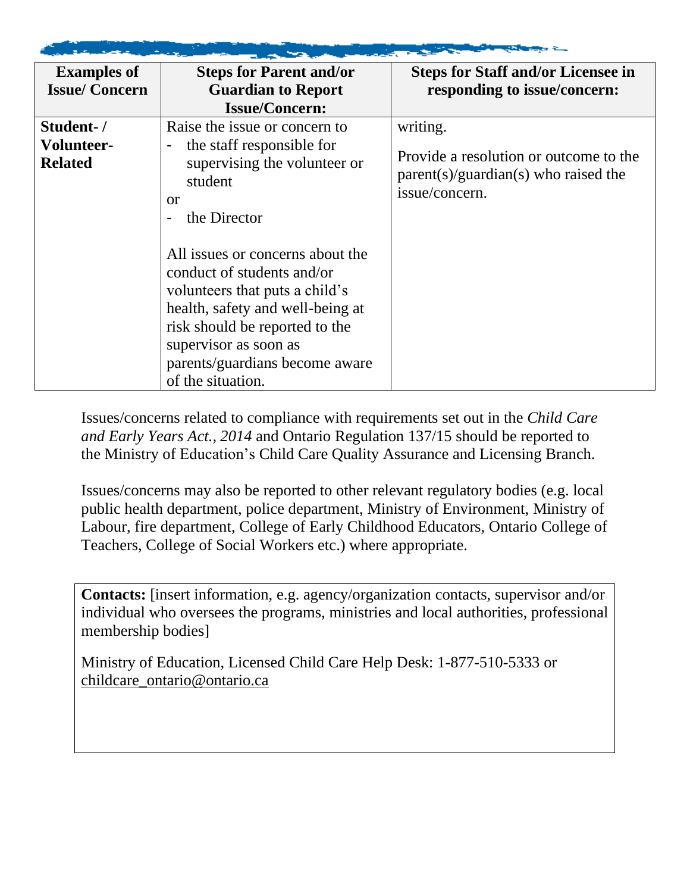| Examples of Issue/ Concern | Steps for Parent and/or Guardian to Report Issue/Concern: | Steps for Staff and/or Licensee in responding to issue/concern: |
|---|---|---|
| **Student- / Volunteer-Related** | Raise the issue or concern to<br>- the staff responsible for supervising the volunteer or student<br>or<br>- the Director<br><br>All issues or concerns about the conduct of students and/or volunteers that puts a child's health, safety and well-being at risk should be reported to the supervisor as soon as parents/guardians become aware of the situation. | writing.<br><br>Provide a resolution or outcome to the parent(s)/guardian(s) who raised the issue/concern. |

Issues/concerns related to compliance with requirements set out in the *Child Care and Early Years Act., 2014* and Ontario Regulation 137/15 should be reported to the Ministry of Education's Child Care Quality Assurance and Licensing Branch.

Issues/concerns may also be reported to other relevant regulatory bodies (e.g. local public health department, police department, Ministry of Environment, Ministry of Labour, fire department, College of Early Childhood Educators, Ontario College of Teachers, College of Social Workers etc.) where appropriate.

**Contacts:** [insert information, e.g. agency/organization contacts, supervisor and/or individual who oversees the programs, ministries and local authorities, professional membership bodies]

Ministry of Education, Licensed Child Care Help Desk: 1-877-510-5333 or childcare_ontario@ontario.ca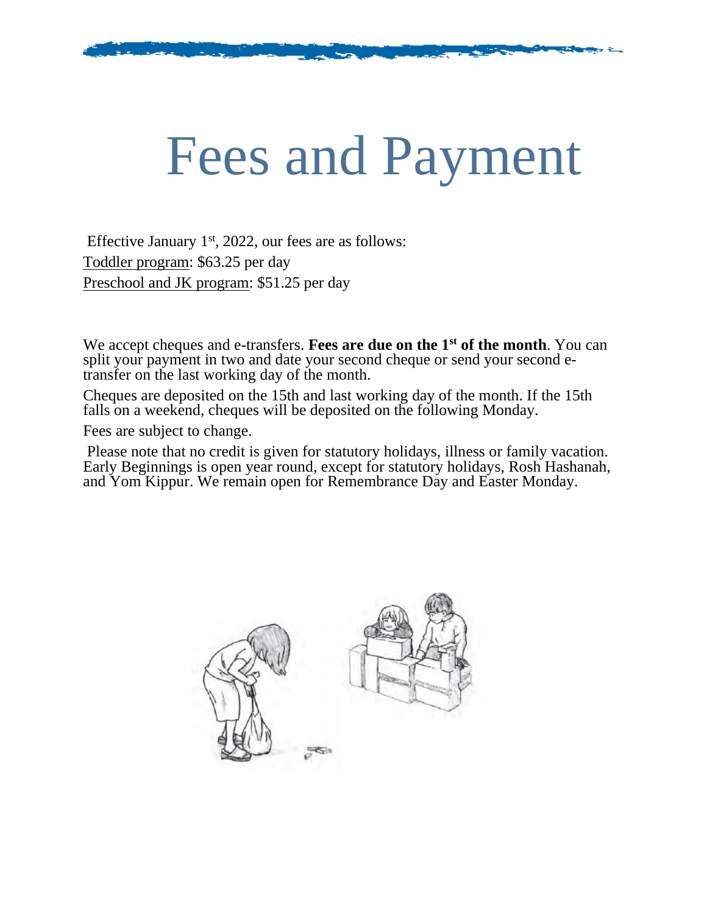# Fees and Payment

Effective January 1st, 2022, our fees are as follows:

Toddler program: $63.25 per day

Preschool and JK program: $51.25 per day

We accept cheques and e-transfers. **Fees are due on the 1st of the month**. You can split your payment in two and date your second cheque or send your second e-transfer on the last working day of the month.

Cheques are deposited on the 15th and last working day of the month. If the 15th falls on a weekend, cheques will be deposited on the following Monday.

Fees are subject to change.

Please note that no credit is given for statutory holidays, illness or family vacation. Early Beginnings is open year round, except for statutory holidays, Rosh Hashanah, and Yom Kippur. We remain open for Remembrance Day and Easter Monday.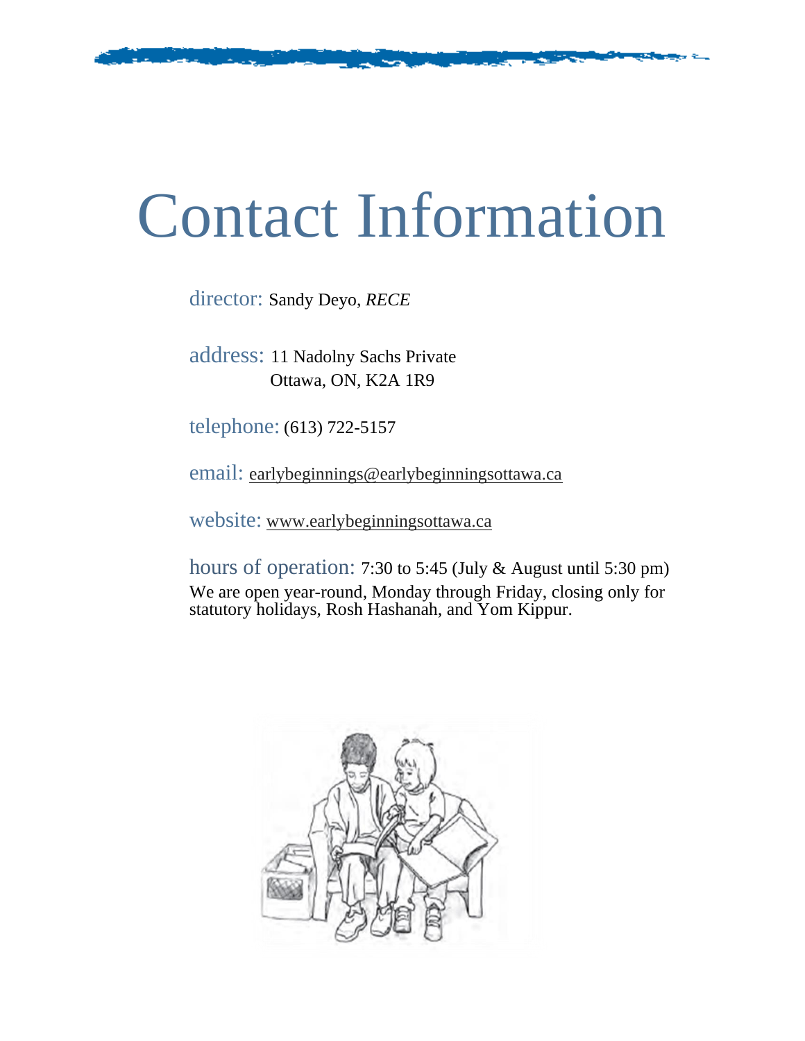# Contact Information

director: Sandy Deyo, *RECE*

address: 11 Nadolny Sachs Private
Ottawa, ON, K2A 1R9

telephone: (613) 722-5157

email: earlybeginnings@earlybeginningsottawa.ca

website: www.earlybeginningsottawa.ca

hours of operation: 7:30 to 5:45 (July & August until 5:30 pm)
We are open year-round, Monday through Friday, closing only for statutory holidays, Rosh Hashanah, and Yom Kippur.